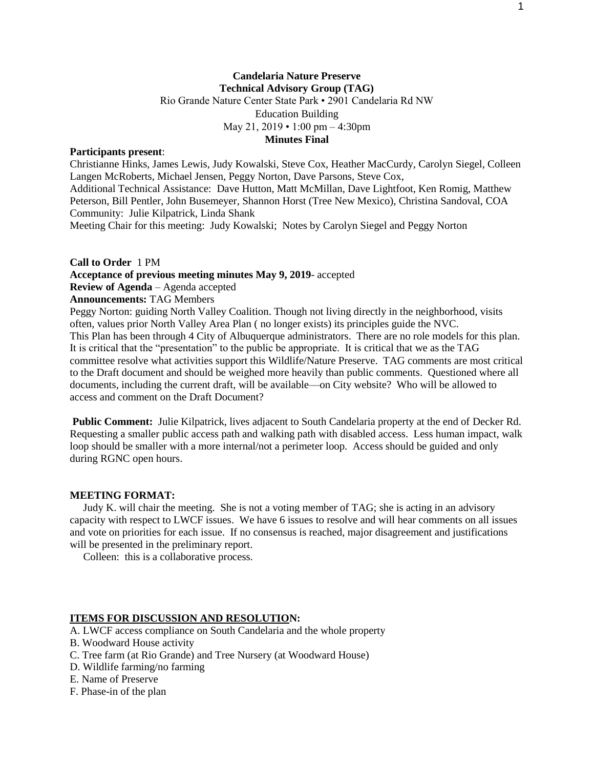**Candelaria Nature Preserve**
**Technical Advisory Group (TAG)**
Rio Grande Nature Center State Park • 2901 Candelaria Rd NW
Education Building
May 21, 2019 • 1:00 pm – 4:30pm
**Minutes Final**

**Participants present**:
Christianne Hinks, James Lewis, Judy Kowalski, Steve Cox, Heather MacCurdy, Carolyn Siegel, Colleen Langen McRoberts, Michael Jensen, Peggy Norton, Dave Parsons, Steve Cox,
Additional Technical Assistance: Dave Hutton, Matt McMillan, Dave Lightfoot, Ken Romig, Matthew Peterson, Bill Pentler, John Busemeyer, Shannon Horst (Tree New Mexico), Christina Sandoval, COA
Community: Julie Kilpatrick, Linda Shank
Meeting Chair for this meeting: Judy Kowalski; Notes by Carolyn Siegel and Peggy Norton

**Call to Order** 1 PM
**Acceptance of previous meeting minutes May 9, 2019**- accepted
**Review of Agenda** – Agenda accepted
**Announcements:** TAG Members
Peggy Norton: guiding North Valley Coalition. Though not living directly in the neighborhood, visits often, values prior North Valley Area Plan ( no longer exists) its principles guide the NVC.
This Plan has been through 4 City of Albuquerque administrators. There are no role models for this plan. It is critical that the "presentation" to the public be appropriate. It is critical that we as the TAG committee resolve what activities support this Wildlife/Nature Preserve. TAG comments are most critical to the Draft document and should be weighed more heavily than public comments. Questioned where all documents, including the current draft, will be available—on City website? Who will be allowed to access and comment on the Draft Document?

**Public Comment:** Julie Kilpatrick, lives adjacent to South Candelaria property at the end of Decker Rd. Requesting a smaller public access path and walking path with disabled access. Less human impact, walk loop should be smaller with a more internal/not a perimeter loop. Access should be guided and only during RGNC open hours.

**MEETING FORMAT:**

Judy K. will chair the meeting. She is not a voting member of TAG; she is acting in an advisory capacity with respect to LWCF issues. We have 6 issues to resolve and will hear comments on all issues and vote on priorities for each issue. If no consensus is reached, major disagreement and justifications will be presented in the preliminary report.

Colleen: this is a collaborative process.

**ITEMS FOR DISCUSSION AND RESOLUTION:**

A. LWCF access compliance on South Candelaria and the whole property
B. Woodward House activity
C. Tree farm (at Rio Grande) and Tree Nursery (at Woodward House)
D. Wildlife farming/no farming
E. Name of Preserve
F. Phase-in of the plan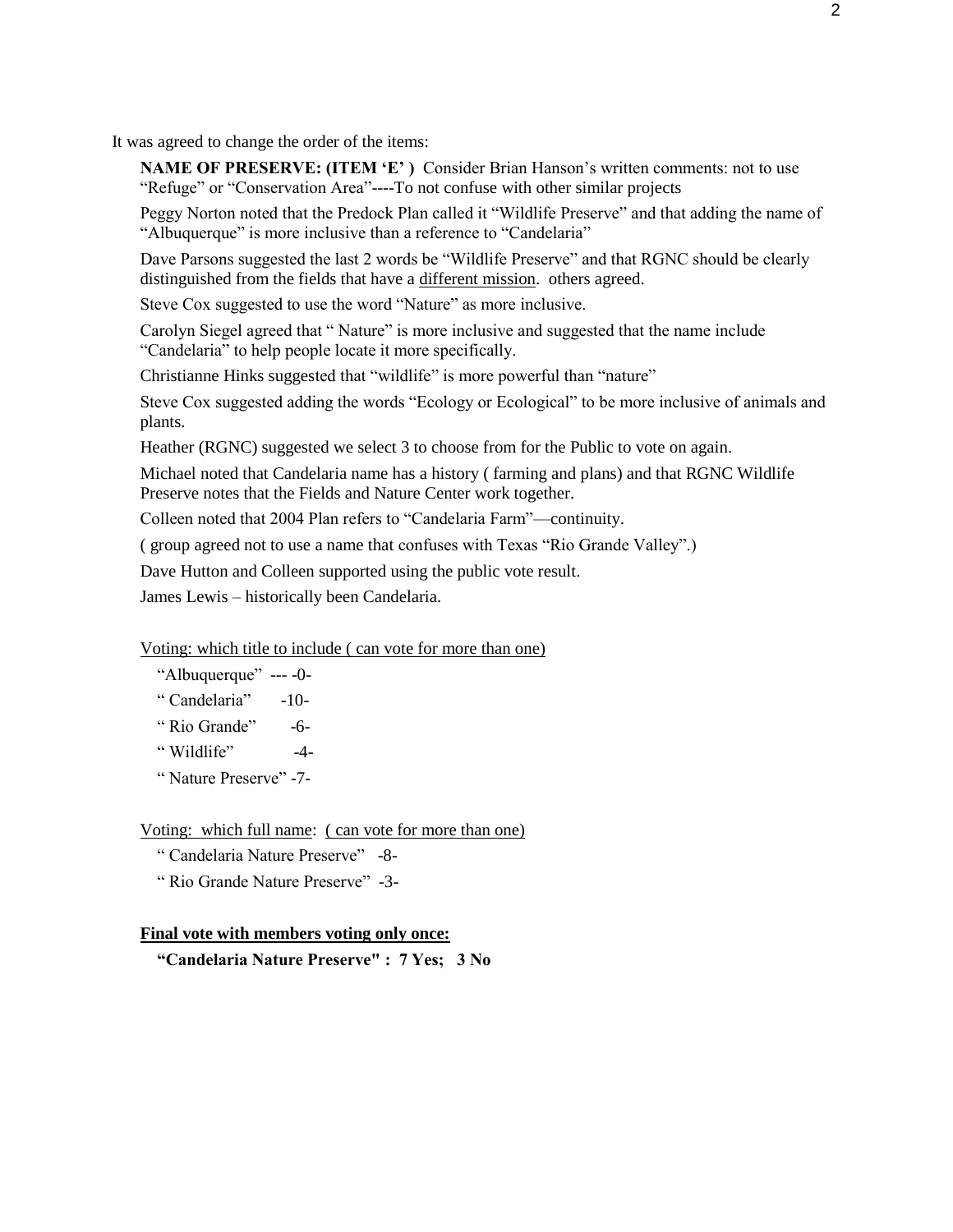It was agreed to change the order of the items:

**NAME OF PRESERVE: (ITEM 'E' )** Consider Brian Hanson's written comments: not to use "Refuge" or "Conservation Area"----To not confuse with other similar projects

Peggy Norton noted that the Predock Plan called it "Wildlife Preserve" and that adding the name of "Albuquerque" is more inclusive than a reference to "Candelaria"

Dave Parsons suggested the last 2 words be "Wildlife Preserve" and that RGNC should be clearly distinguished from the fields that have a <u>different mission</u>. others agreed.

Steve Cox suggested to use the word "Nature" as more inclusive.

Carolyn Siegel agreed that " Nature" is more inclusive and suggested that the name include "Candelaria" to help people locate it more specifically.

Christianne Hinks suggested that "wildlife" is more powerful than "nature"

Steve Cox suggested adding the words "Ecology or Ecological" to be more inclusive of animals and plants.

Heather (RGNC) suggested we select 3 to choose from for the Public to vote on again.

Michael noted that Candelaria name has a history ( farming and plans) and that RGNC Wildlife Preserve notes that the Fields and Nature Center work together.

Colleen noted that 2004 Plan refers to "Candelaria Farm"—continuity.

( group agreed not to use a name that confuses with Texas "Rio Grande Valley".)

Dave Hutton and Colleen supported using the public vote result.

James Lewis – historically been Candelaria.

<u>Voting: which title to include ( can vote for more than one)</u>

"Albuquerque" --- -0-

" Candelaria" -10-

" Rio Grande" -6-

" Wildlife" -4-

" Nature Preserve" -7-

<u>Voting: which full name</u>: <u>( can vote for more than one)</u>

" Candelaria Nature Preserve" -8-

" Rio Grande Nature Preserve" -3-

**<u>Final vote with members voting only once:</u>**

**"Candelaria Nature Preserve" : 7 Yes; 3 No**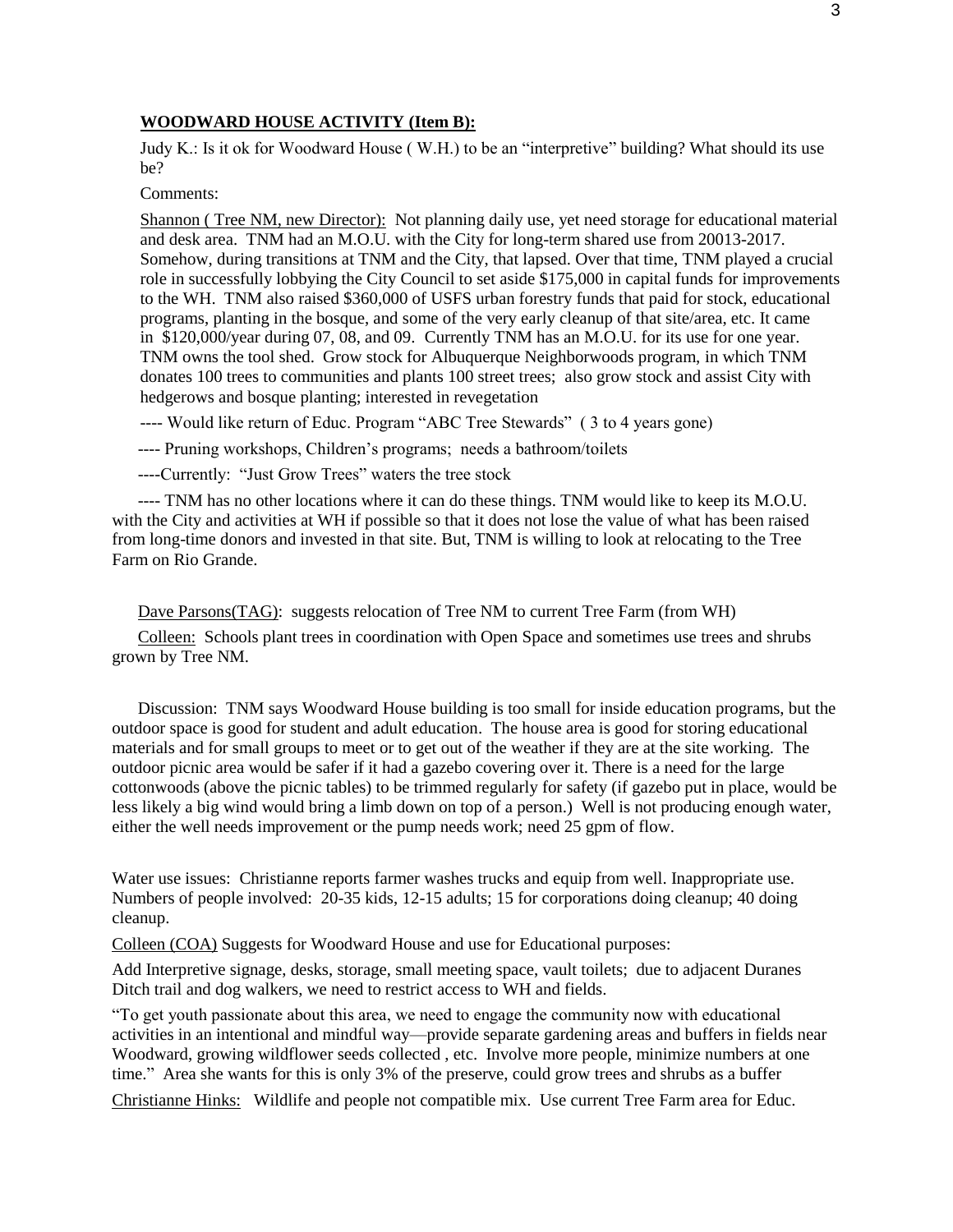**WOODWARD HOUSE ACTIVITY (Item B):**

Judy K.: Is it ok for Woodward House ( W.H.) to be an "interpretive" building? What should its use be?

Comments:

Shannon ( Tree NM, new Director): Not planning daily use, yet need storage for educational material and desk area. TNM had an M.O.U. with the City for long-term shared use from 20013-2017. Somehow, during transitions at TNM and the City, that lapsed. Over that time, TNM played a crucial role in successfully lobbying the City Council to set aside $175,000 in capital funds for improvements to the WH. TNM also raised $360,000 of USFS urban forestry funds that paid for stock, educational programs, planting in the bosque, and some of the very early cleanup of that site/area, etc. It came in $120,000/year during 07, 08, and 09. Currently TNM has an M.O.U. for its use for one year. TNM owns the tool shed. Grow stock for Albuquerque Neighborwoods program, in which TNM donates 100 trees to communities and plants 100 street trees; also grow stock and assist City with hedgerows and bosque planting; interested in revegetation

---- Would like return of Educ. Program "ABC Tree Stewards" ( 3 to 4 years gone)

---- Pruning workshops, Children's programs; needs a bathroom/toilets

----Currently: "Just Grow Trees" waters the tree stock

---- TNM has no other locations where it can do these things. TNM would like to keep its M.O.U. with the City and activities at WH if possible so that it does not lose the value of what has been raised from long-time donors and invested in that site. But, TNM is willing to look at relocating to the Tree Farm on Rio Grande.

Dave Parsons(TAG): suggests relocation of Tree NM to current Tree Farm (from WH)

Colleen: Schools plant trees in coordination with Open Space and sometimes use trees and shrubs grown by Tree NM.

Discussion: TNM says Woodward House building is too small for inside education programs, but the outdoor space is good for student and adult education. The house area is good for storing educational materials and for small groups to meet or to get out of the weather if they are at the site working. The outdoor picnic area would be safer if it had a gazebo covering over it. There is a need for the large cottonwoods (above the picnic tables) to be trimmed regularly for safety (if gazebo put in place, would be less likely a big wind would bring a limb down on top of a person.) Well is not producing enough water, either the well needs improvement or the pump needs work; need 25 gpm of flow.

Water use issues: Christianne reports farmer washes trucks and equip from well. Inappropriate use. Numbers of people involved: 20-35 kids, 12-15 adults; 15 for corporations doing cleanup; 40 doing cleanup.

Colleen (COA) Suggests for Woodward House and use for Educational purposes:

Add Interpretive signage, desks, storage, small meeting space, vault toilets; due to adjacent Duranes Ditch trail and dog walkers, we need to restrict access to WH and fields.

"To get youth passionate about this area, we need to engage the community now with educational activities in an intentional and mindful way—provide separate gardening areas and buffers in fields near Woodward, growing wildflower seeds collected , etc. Involve more people, minimize numbers at one time." Area she wants for this is only 3% of the preserve, could grow trees and shrubs as a buffer

Christianne Hinks: Wildlife and people not compatible mix. Use current Tree Farm area for Educ.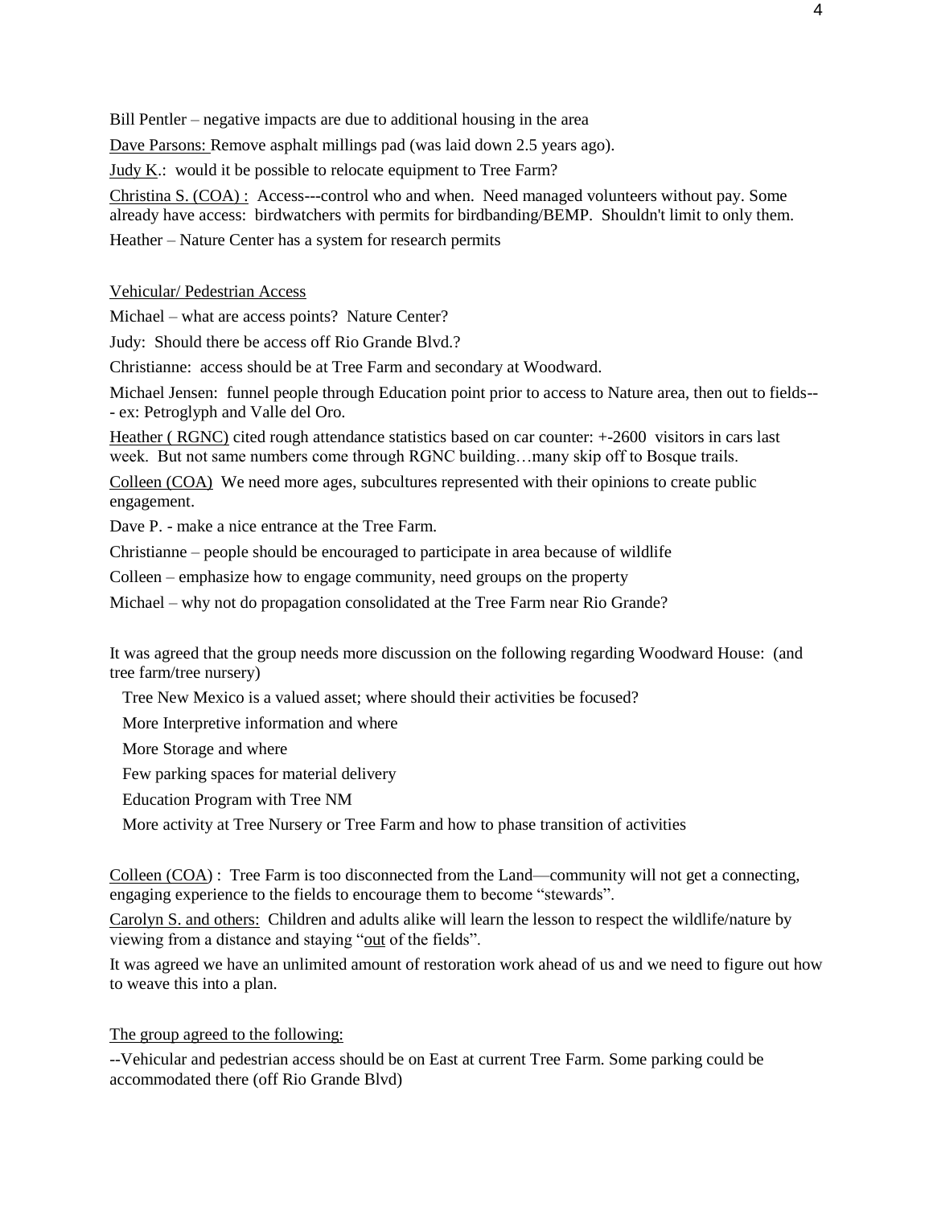Bill Pentler – negative impacts are due to additional housing in the area

<u>Dave Parsons:</u> Remove asphalt millings pad (was laid down 2.5 years ago).

<u>Judy K.</u>: would it be possible to relocate equipment to Tree Farm?

<u>Christina S. (COA) :</u> Access---control who and when. Need managed volunteers without pay. Some already have access: birdwatchers with permits for birdbanding/BEMP. Shouldn't limit to only them.

Heather – Nature Center has a system for research permits

<u>Vehicular/ Pedestrian Access</u>

Michael – what are access points? Nature Center?

Judy: Should there be access off Rio Grande Blvd.?

Christianne: access should be at Tree Farm and secondary at Woodward.

Michael Jensen: funnel people through Education point prior to access to Nature area, then out to fields---ex: Petroglyph and Valle del Oro.

<u>Heather ( RGNC)</u> cited rough attendance statistics based on car counter: +-2600 visitors in cars last week. But not same numbers come through RGNC building…many skip off to Bosque trails.

<u>Colleen (COA)</u> We need more ages, subcultures represented with their opinions to create public engagement.

Dave P. - make a nice entrance at the Tree Farm.

Christianne – people should be encouraged to participate in area because of wildlife

Colleen – emphasize how to engage community, need groups on the property

Michael – why not do propagation consolidated at the Tree Farm near Rio Grande?

It was agreed that the group needs more discussion on the following regarding Woodward House: (and tree farm/tree nursery)

- Tree New Mexico is a valued asset; where should their activities be focused?
- More Interpretive information and where
- More Storage and where
- Few parking spaces for material delivery
- Education Program with Tree NM
- More activity at Tree Nursery or Tree Farm and how to phase transition of activities

<u>Colleen (COA)</u> : Tree Farm is too disconnected from the Land—community will not get a connecting, engaging experience to the fields to encourage them to become "stewards".

<u>Carolyn S. and others:</u> Children and adults alike will learn the lesson to respect the wildlife/nature by viewing from a distance and staying "<u>out</u> of the fields".

It was agreed we have an unlimited amount of restoration work ahead of us and we need to figure out how to weave this into a plan.

<u>The group agreed to the following:</u>

--Vehicular and pedestrian access should be on East at current Tree Farm. Some parking could be accommodated there (off Rio Grande Blvd)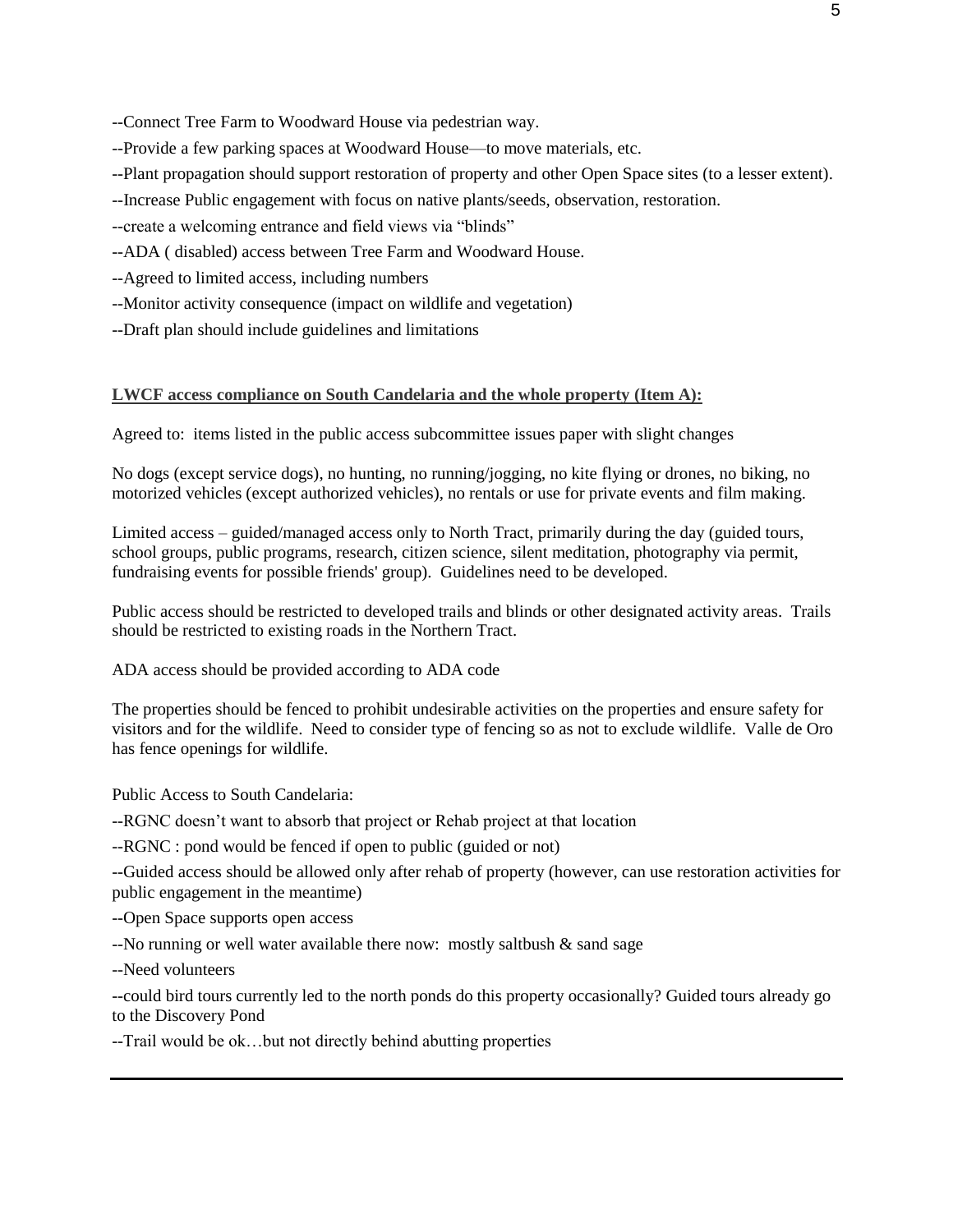--Connect Tree Farm to Woodward House via pedestrian way.

--Provide a few parking spaces at Woodward House—to move materials, etc.

--Plant propagation should support restoration of property and other Open Space sites (to a lesser extent).

--Increase Public engagement with focus on native plants/seeds, observation, restoration.

--create a welcoming entrance and field views via "blinds"

--ADA ( disabled) access between Tree Farm and Woodward House.

--Agreed to limited access, including numbers

--Monitor activity consequence (impact on wildlife and vegetation)

--Draft plan should include guidelines and limitations

**LWCF access compliance on South Candelaria and the whole property (Item A):**

Agreed to: items listed in the public access subcommittee issues paper with slight changes

No dogs (except service dogs), no hunting, no running/jogging, no kite flying or drones, no biking, no motorized vehicles (except authorized vehicles), no rentals or use for private events and film making.

Limited access – guided/managed access only to North Tract, primarily during the day (guided tours, school groups, public programs, research, citizen science, silent meditation, photography via permit, fundraising events for possible friends' group). Guidelines need to be developed.

Public access should be restricted to developed trails and blinds or other designated activity areas. Trails should be restricted to existing roads in the Northern Tract.

ADA access should be provided according to ADA code

The properties should be fenced to prohibit undesirable activities on the properties and ensure safety for visitors and for the wildlife. Need to consider type of fencing so as not to exclude wildlife. Valle de Oro has fence openings for wildlife.

Public Access to South Candelaria:

--RGNC doesn't want to absorb that project or Rehab project at that location

--RGNC : pond would be fenced if open to public (guided or not)

--Guided access should be allowed only after rehab of property (however, can use restoration activities for public engagement in the meantime)

--Open Space supports open access

--No running or well water available there now: mostly saltbush & sand sage

--Need volunteers

--could bird tours currently led to the north ponds do this property occasionally? Guided tours already go to the Discovery Pond

--Trail would be ok…but not directly behind abutting properties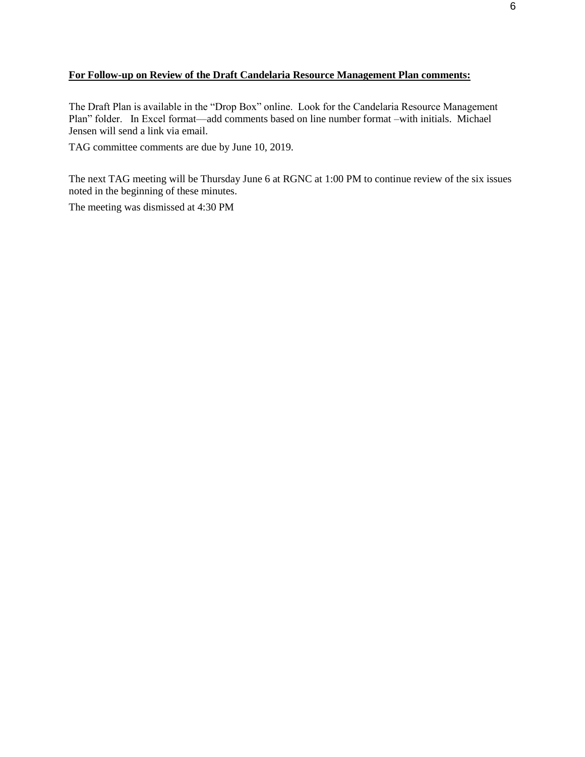**For Follow-up on Review of the Draft Candelaria Resource Management Plan comments:**

The Draft Plan is available in the "Drop Box" online. Look for the Candelaria Resource Management Plan" folder. In Excel format—add comments based on line number format –with initials. Michael Jensen will send a link via email.

TAG committee comments are due by June 10, 2019.

The next TAG meeting will be Thursday June 6 at RGNC at 1:00 PM to continue review of the six issues noted in the beginning of these minutes.

The meeting was dismissed at 4:30 PM